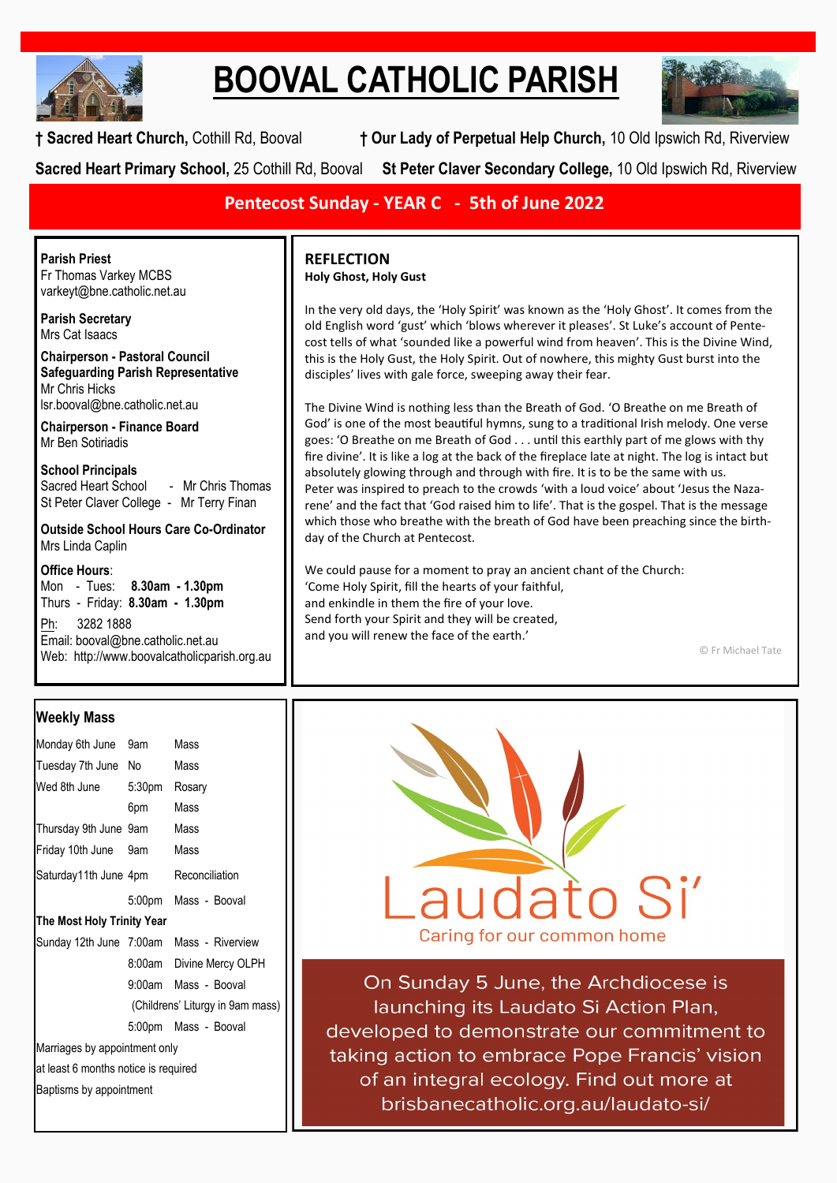# BOOVAL CATHOLIC PARISH

**† Sacred Heart Church,** Cothill Rd, Booval **† Our Lady of Perpetual Help Church,** 10 Old Ipswich Rd, Riverview

**Sacred Heart Primary School,** 25 Cothill Rd, Booval **St Peter Claver Secondary College,** 10 Old Ipswich Rd, Riverview

## Pentecost Sunday - YEAR C - 5th of June 2022

**Parish Priest**
Fr Thomas Varkey MCBS
varkeyt@bne.catholic.net.au

**Parish Secretary**
Mrs Cat Isaacs

**Chairperson - Pastoral Council**
**Safeguarding Parish Representative**
Mr Chris Hicks
lsr.booval@bne.catholic.net.au

**Chairperson - Finance Board**
Mr Ben Sotiriadis

**School Principals**
Sacred Heart School - Mr Chris Thomas
St Peter Claver College - Mr Terry Finan

**Outside School Hours Care Co-Ordinator**
Mrs Linda Caplin

**Office Hours**:
Mon - Tues: **8.30am - 1.30pm**
Thurs - Friday: **8.30am - 1.30pm**

Ph: 3282 1888
Email: booval@bne.catholic.net.au
Web: http://www.boovalcatholicparish.org.au

## REFLECTION

**Holy Ghost, Holy Gust**

In the very old days, the 'Holy Spirit' was known as the 'Holy Ghost'. It comes from the old English word 'gust' which 'blows wherever it pleases'. St Luke's account of Pentecost tells of what 'sounded like a powerful wind from heaven'. This is the Divine Wind, this is the Holy Gust, the Holy Spirit. Out of nowhere, this mighty Gust burst into the disciples' lives with gale force, sweeping away their fear.

The Divine Wind is nothing less than the Breath of God. 'O Breathe on me Breath of God' is one of the most beautiful hymns, sung to a traditional Irish melody. One verse goes: 'O Breathe on me Breath of God . . . until this earthly part of me glows with thy fire divine'. It is like a log at the back of the fireplace late at night. The log is intact but absolutely glowing through and through with fire. It is to be the same with us. Peter was inspired to preach to the crowds 'with a loud voice' about 'Jesus the Nazarene' and the fact that 'God raised him to life'. That is the gospel. That is the message which those who breathe with the breath of God have been preaching since the birthday of the Church at Pentecost.

We could pause for a moment to pray an ancient chant of the Church:
'Come Holy Spirit, fill the hearts of your faithful,
and enkindle in them the fire of your love.
Send forth your Spirit and they will be created,
and you will renew the face of the earth.'

© Fr Michael Tate

## Weekly Mass

| | | |
|---|---|---|
| Monday 6th June | 9am | Mass |
| Tuesday 7th June | No | Mass |
| Wed 8th June | 5:30pm | Rosary |
| | 6pm | Mass |
| Thursday 9th June | 9am | Mass |
| Friday 10th June | 9am | Mass |
| Saturday11th June | 4pm | Reconciliation |
| | 5:00pm | Mass - Booval |
| **The Most Holy Trinity Year** | | |
| Sunday 12th June | 7:00am | Mass - Riverview |
| | 8:00am | Divine Mercy OLPH |
| | 9:00am | Mass - Booval |
| | | (Childrens' Liturgy in 9am mass) |
| | 5:00pm | Mass - Booval |

Marriages by appointment only
at least 6 months notice is required
Baptisms by appointment

Laudato Si'
Caring for our common home

On Sunday 5 June, the Archdiocese is launching its Laudato Si Action Plan, developed to demonstrate our commitment to taking action to embrace Pope Francis' vision of an integral ecology. Find out more at brisbanecatholic.org.au/laudato-si/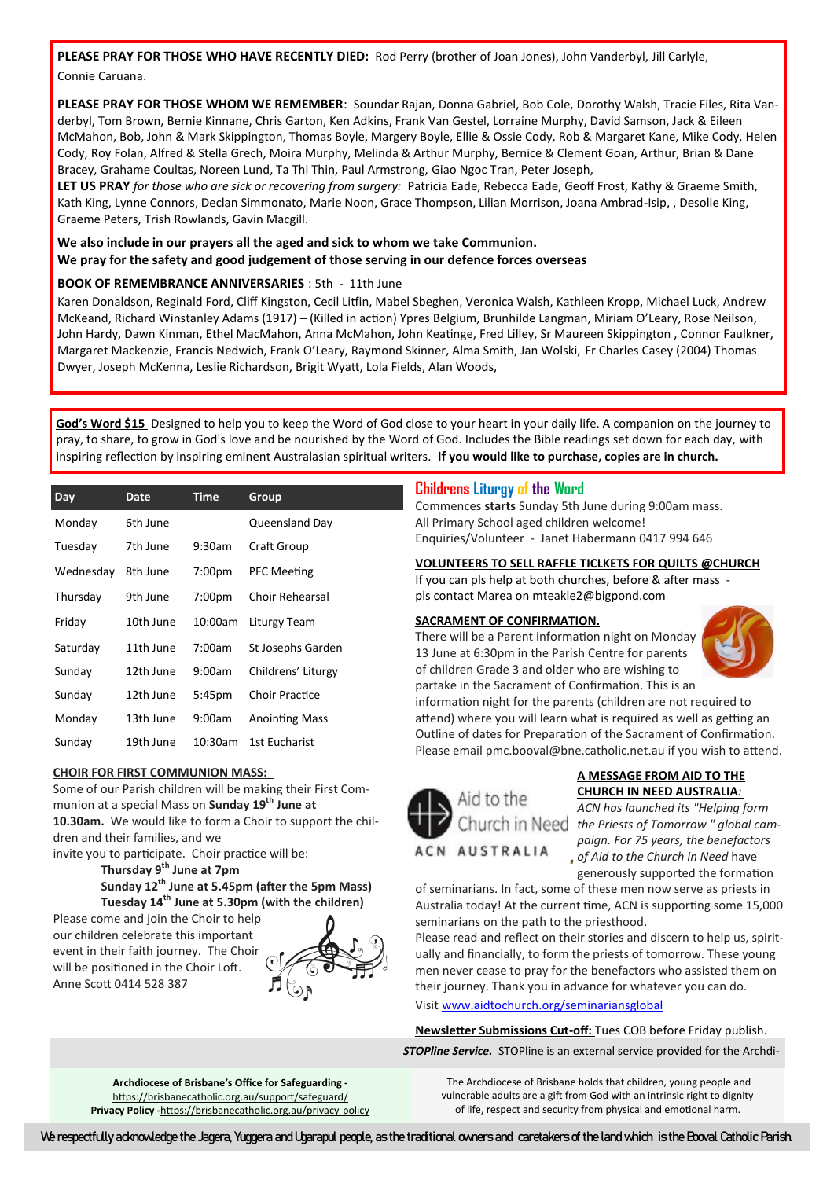**PLEASE PRAY FOR THOSE WHO HAVE RECENTLY DIED:** Rod Perry (brother of Joan Jones), John Vanderbyl, Jill Carlyle, Connie Caruana.

**PLEASE PRAY FOR THOSE WHOM WE REMEMBER**: Soundar Rajan, Donna Gabriel, Bob Cole, Dorothy Walsh, Tracie Files, Rita Vanderbyl, Tom Brown, Bernie Kinnane, Chris Garton, Ken Adkins, Frank Van Gestel, Lorraine Murphy, David Samson, Jack & Eileen McMahon, Bob, John & Mark Skippington, Thomas Boyle, Margery Boyle, Ellie & Ossie Cody, Rob & Margaret Kane, Mike Cody, Helen Cody, Roy Folan, Alfred & Stella Grech, Moira Murphy, Melinda & Arthur Murphy, Bernice & Clement Goan, Arthur, Brian & Dane Bracey, Grahame Coultas, Noreen Lund, Ta Thi Thin, Paul Armstrong, Giao Ngoc Tran, Peter Joseph,

**LET US PRAY** *for those who are sick or recovering from surgery:* Patricia Eade, Rebecca Eade, Geoff Frost, Kathy & Graeme Smith, Kath King, Lynne Connors, Declan Simmonato, Marie Noon, Grace Thompson, Lilian Morrison, Joana Ambrad-Isip, , Desolie King, Graeme Peters, Trish Rowlands, Gavin Macgill.

**We also include in our prayers all the aged and sick to whom we take Communion.**
**We pray for the safety and good judgement of those serving in our defence forces overseas**

**BOOK OF REMEMBRANCE ANNIVERSARIES** : 5th - 11th June

Karen Donaldson, Reginald Ford, Cliff Kingston, Cecil Litfin, Mabel Sbeghen, Veronica Walsh, Kathleen Kropp, Michael Luck, Andrew McKeand, Richard Winstanley Adams (1917) – (Killed in action) Ypres Belgium, Brunhilde Langman, Miriam O'Leary, Rose Neilson, John Hardy, Dawn Kinman, Ethel MacMahon, Anna McMahon, John Keatinge, Fred Lilley, Sr Maureen Skippington , Connor Faulkner, Margaret Mackenzie, Francis Nedwich, Frank O'Leary, Raymond Skinner, Alma Smith, Jan Wolski, Fr Charles Casey (2004) Thomas Dwyer, Joseph McKenna, Leslie Richardson, Brigit Wyatt, Lola Fields, Alan Woods,

**God's Word $15** Designed to help you to keep the Word of God close to your heart in your daily life. A companion on the journey to pray, to share, to grow in God's love and be nourished by the Word of God. Includes the Bible readings set down for each day, with inspiring reflection by inspiring eminent Australasian spiritual writers. **If you would like to purchase, copies are in church.**

| Day | Date | Time | Group |
|---|---|---|---|
| Monday | 6th June | | Queensland Day |
| Tuesday | 7th June | 9:30am | Craft Group |
| Wednesday | 8th June | 7:00pm | PFC Meeting |
| Thursday | 9th June | 7:00pm | Choir Rehearsal |
| Friday | 10th June | 10:00am | Liturgy Team |
| Saturday | 11th June | 7:00am | St Josephs Garden |
| Sunday | 12th June | 9:00am | Childrens' Liturgy |
| Sunday | 12th June | 5:45pm | Choir Practice |
| Monday | 13th June | 9:00am | Anointing Mass |
| Sunday | 19th June | 10:30am | 1st Eucharist |

**CHOIR FOR FIRST COMMUNION MASS:**

Some of our Parish children will be making their First Communion at a special Mass on **Sunday 19th June at 10.30am.** We would like to form a Choir to support the children and their families, and we invite you to participate. Choir practice will be:

**Thursday 9th June at 7pm**
**Sunday 12th June at 5.45pm (after the 5pm Mass)**
**Tuesday 14th June at 5.30pm (with the children)**

Please come and join the Choir to help our children celebrate this important event in their faith journey. The Choir will be positioned in the Choir Loft.
Anne Scott 0414 528 387

## Childrens Liturgy of the Word

Commences **starts** Sunday 5th June during 9:00am mass.
All Primary School aged children welcome!
Enquiries/Volunteer - Janet Habermann 0417 994 646

**VOLUNTEERS TO SELL RAFFLE TICLKETS FOR QUILTS @CHURCH**

If you can pls help at both churches, before & after mass - pls contact Marea on mteakle2@bigpond.com

**SACRAMENT OF CONFIRMATION.**

There will be a Parent information night on Monday 13 June at 6:30pm in the Parish Centre for parents of children Grade 3 and older who are wishing to partake in the Sacrament of Confirmation. This is an information night for the parents (children are not required to attend) where you will learn what is required as well as getting an Outline of dates for Preparation of the Sacrament of Confirmation. Please email pmc.booval@bne.catholic.net.au if you wish to attend.

**A MESSAGE FROM AID TO THE CHURCH IN NEED AUSTRALIA:**

Aid to the Church in Need
ACN AUSTRALIA

*ACN has launched its "Helping form the Priests of Tomorrow " global campaign. For 75 years, the benefactors of Aid to the Church in Need* have generously supported the formation of seminarians. In fact, some of these men now serve as priests in Australia today! At the current time, ACN is supporting some 15,000 seminarians on the path to the priesthood.

Please read and reflect on their stories and discern to help us, spiritually and financially, to form the priests of tomorrow. These young men never cease to pray for the benefactors who assisted them on their journey. Thank you in advance for whatever you can do.

Visit www.aidtochurch.org/seminariansglobal

**Newsletter Submissions Cut-off:** Tues COB before Friday publish.

***STOPline Service.*** STOPline is an external service provided for the Archdi-

**Archdiocese of Brisbane's Office for Safeguarding -**
https://brisbanecatholic.org.au/support/safeguard/
**Privacy Policy -**https://brisbanecatholic.org.au/privacy-policy

The Archdiocese of Brisbane holds that children, young people and vulnerable adults are a gift from God with an intrinsic right to dignity of life, respect and security from physical and emotional harm.

We respectfully acknowledge the Jagera, Yuggera and Ugarapul people, as the traditional owners and caretakers of the land which is the Booval Catholic Parish.